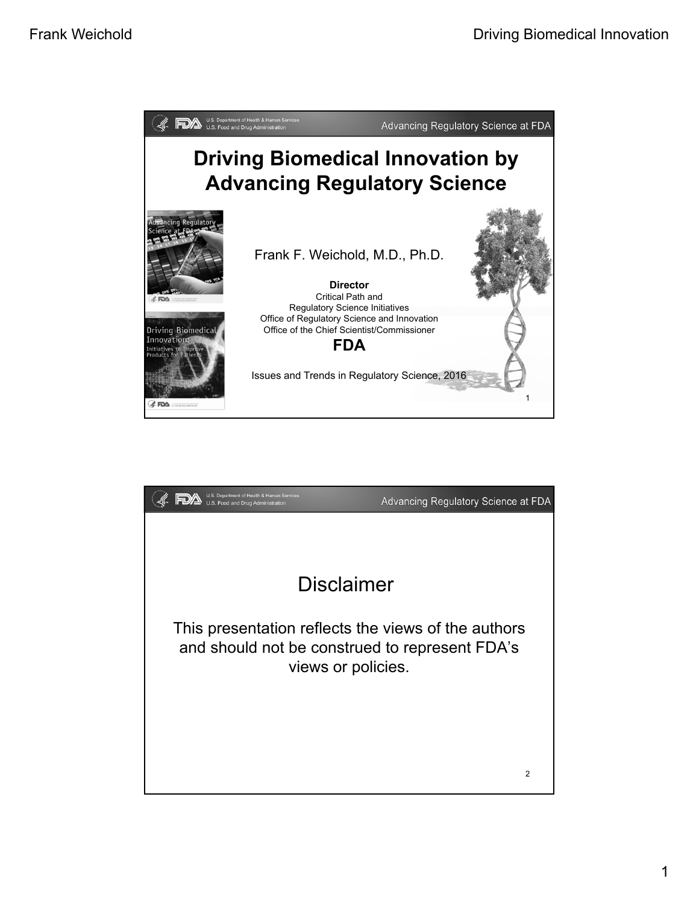# Driving Biomedical Innovation by Advancing Regulatory Science

Advancing Regulatory Science at FDA

Frank F. Weichold, M.D., Ph.D.

**Director**
Critical Path and
Regulatory Science Initiatives
Office of Regulatory Science and Innovation
Office of the Chief Scientist/Commissioner

**FDA**

Issues and Trends in Regulatory Science, 2016

1

---

Advancing Regulatory Science at FDA

## Disclaimer

This presentation reflects the views of the authors and should not be construed to represent FDA's views or policies.

2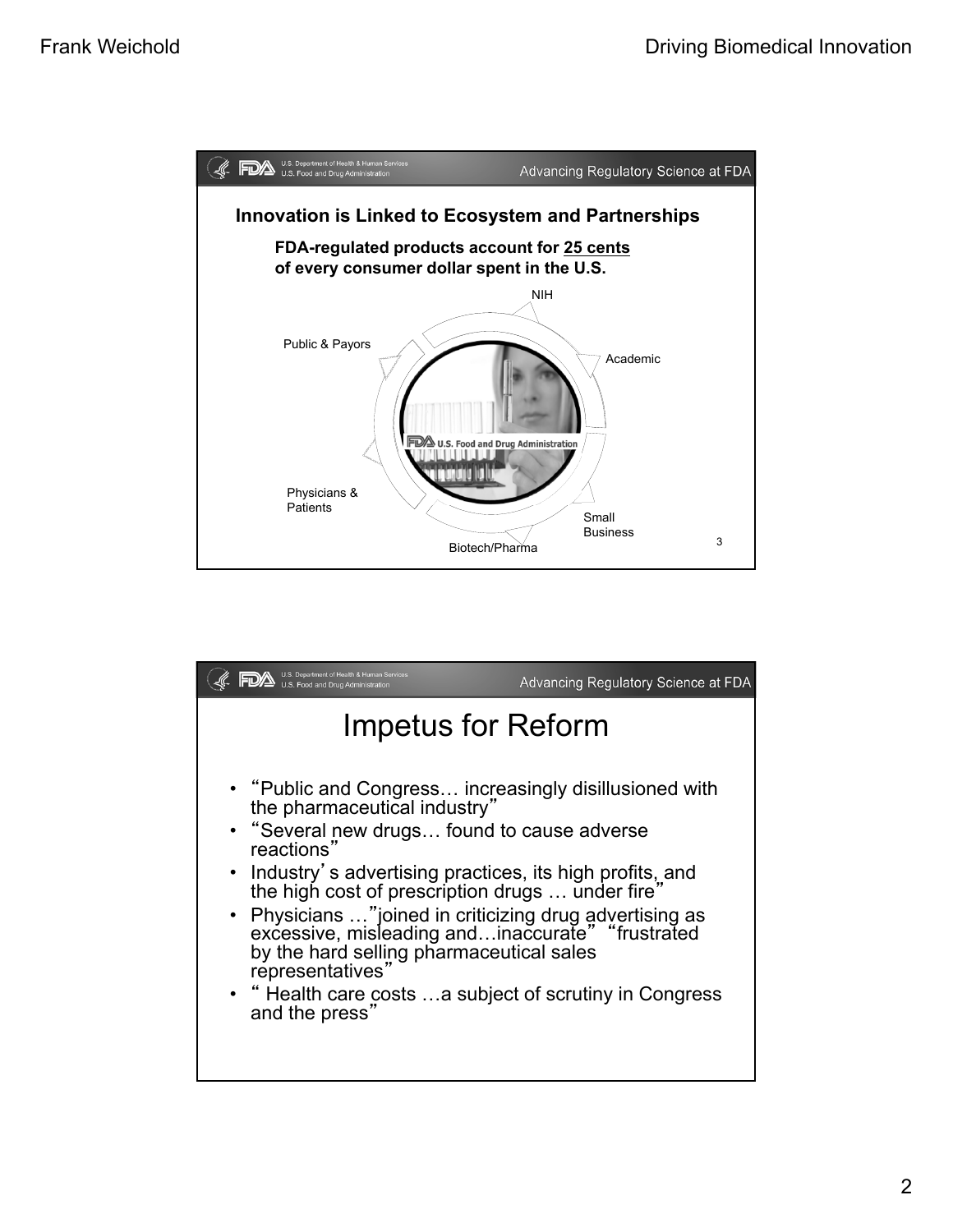## Innovation is Linked to Ecosystem and Partnerships

**FDA-regulated products account for <u>25 cents</u> of every consumer dollar spent in the U.S.**

- NIH
- Academic
- Small Business
- Biotech/Pharma
- Physicians & Patients
- Public & Payors

# Impetus for Reform

- "Public and Congress… increasingly disillusioned with the pharmaceutical industry"
- "Several new drugs… found to cause adverse reactions"
- Industry's advertising practices, its high profits, and the high cost of prescription drugs … under fire"
- Physicians …"joined in criticizing drug advertising as excessive, misleading and…inaccurate" "frustrated by the hard selling pharmaceutical sales representatives"
- " Health care costs …a subject of scrutiny in Congress and the press"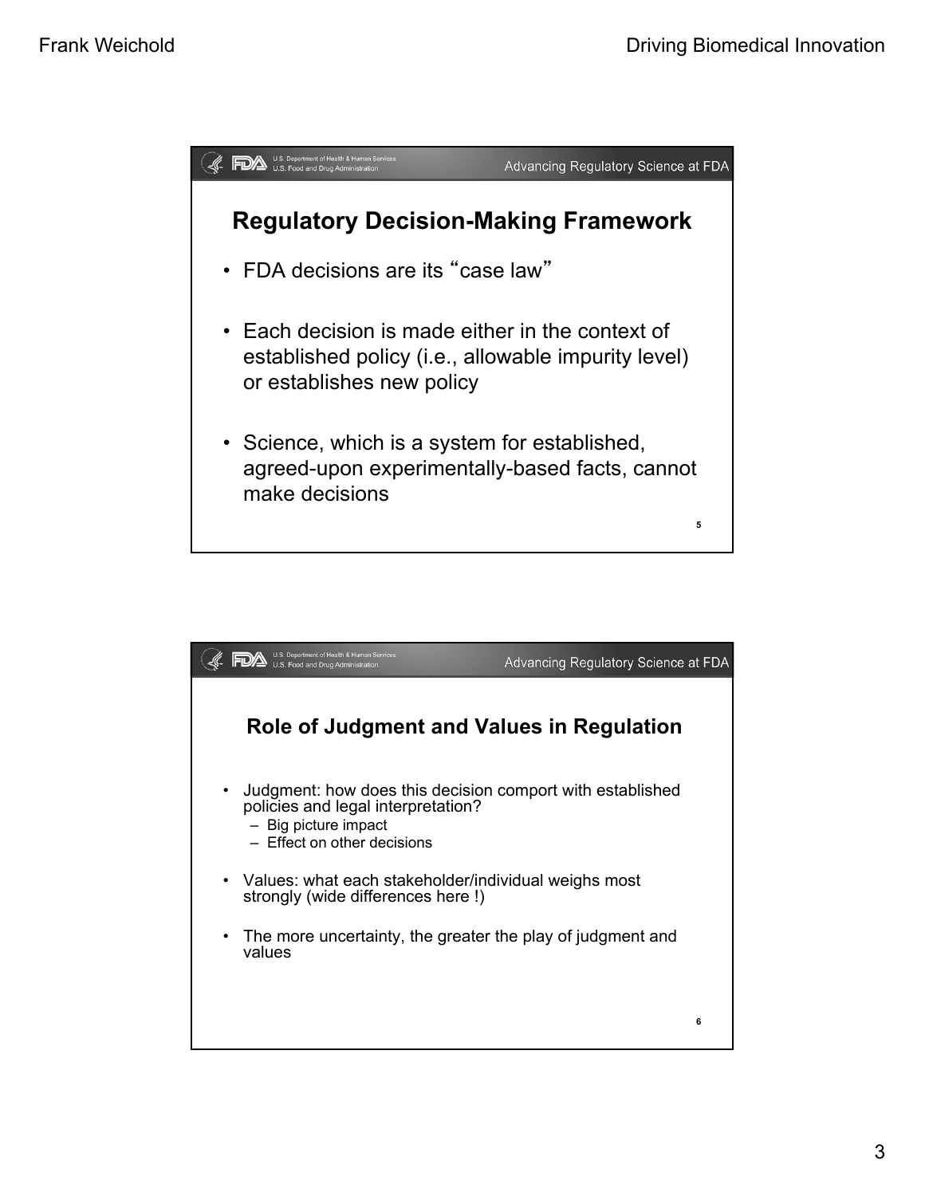## Regulatory Decision-Making Framework

- FDA decisions are its "case law"
- Each decision is made either in the context of established policy (i.e., allowable impurity level) or establishes new policy
- Science, which is a system for established, agreed-upon experimentally-based facts, cannot make decisions

## Role of Judgment and Values in Regulation

- Judgment: how does this decision comport with established policies and legal interpretation?
  - Big picture impact
  - Effect on other decisions
- Values: what each stakeholder/individual weighs most strongly (wide differences here !)
- The more uncertainty, the greater the play of judgment and values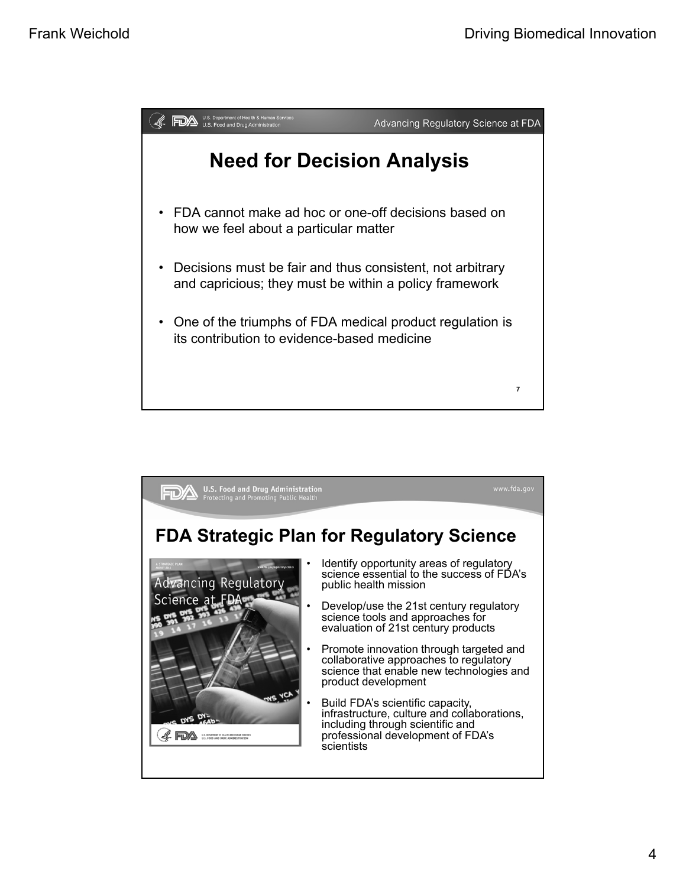## Need for Decision Analysis

- FDA cannot make ad hoc or one-off decisions based on how we feel about a particular matter
- Decisions must be fair and thus consistent, not arbitrary and capricious; they must be within a policy framework
- One of the triumphs of FDA medical product regulation is its contribution to evidence-based medicine

## FDA Strategic Plan for Regulatory Science

- Identify opportunity areas of regulatory science essential to the success of FDA's public health mission
- Develop/use the 21st century regulatory science tools and approaches for evaluation of 21st century products
- Promote innovation through targeted and collaborative approaches to regulatory science that enable new technologies and product development
- Build FDA's scientific capacity, infrastructure, culture and collaborations, including through scientific and professional development of FDA's scientists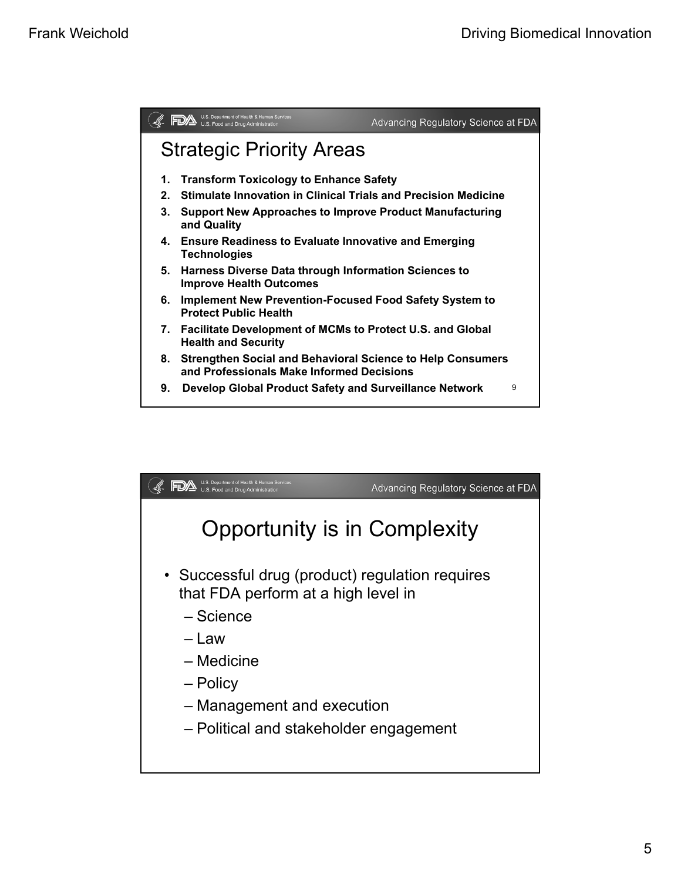## Strategic Priority Areas

1. **Transform Toxicology to Enhance Safety**
2. **Stimulate Innovation in Clinical Trials and Precision Medicine**
3. **Support New Approaches to Improve Product Manufacturing and Quality**
4. **Ensure Readiness to Evaluate Innovative and Emerging Technologies**
5. **Harness Diverse Data through Information Sciences to Improve Health Outcomes**
6. **Implement New Prevention-Focused Food Safety System to Protect Public Health**
7. **Facilitate Development of MCMs to Protect U.S. and Global Health and Security**
8. **Strengthen Social and Behavioral Science to Help Consumers and Professionals Make Informed Decisions**
9. **Develop Global Product Safety and Surveillance Network**

## Opportunity is in Complexity

- Successful drug (product) regulation requires that FDA perform at a high level in
  - Science
  - Law
  - Medicine
  - Policy
  - Management and execution
  - Political and stakeholder engagement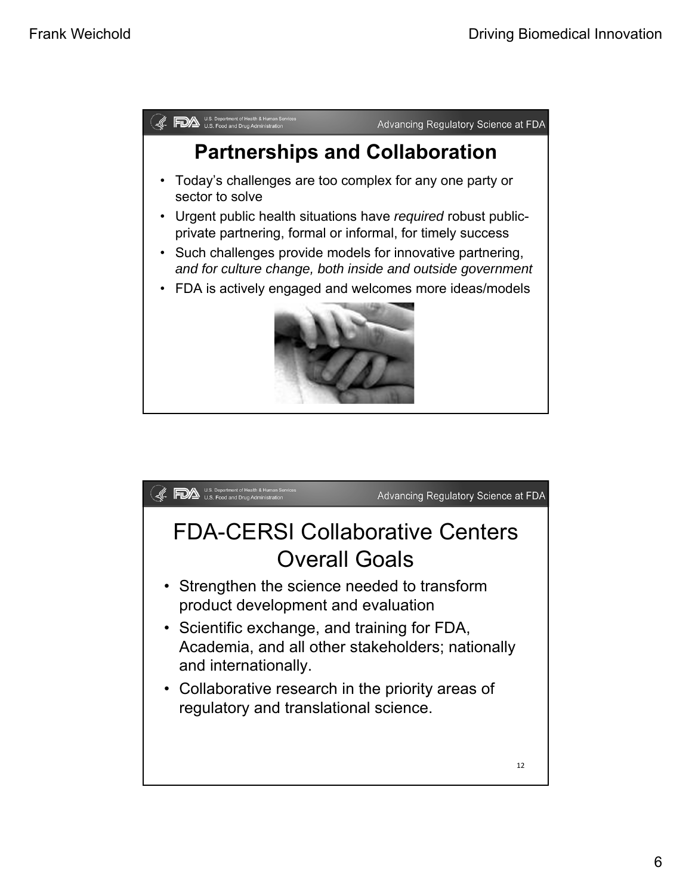## Partnerships and Collaboration

- Today's challenges are too complex for any one party or sector to solve
- Urgent public health situations have *required* robust public-private partnering, formal or informal, for timely success
- Such challenges provide models for innovative partnering, *and for culture change, both inside and outside government*
- FDA is actively engaged and welcomes more ideas/models

## FDA-CERSI Collaborative Centers Overall Goals

- Strengthen the science needed to transform product development and evaluation
- Scientific exchange, and training for FDA, Academia, and all other stakeholders; nationally and internationally.
- Collaborative research in the priority areas of regulatory and translational science.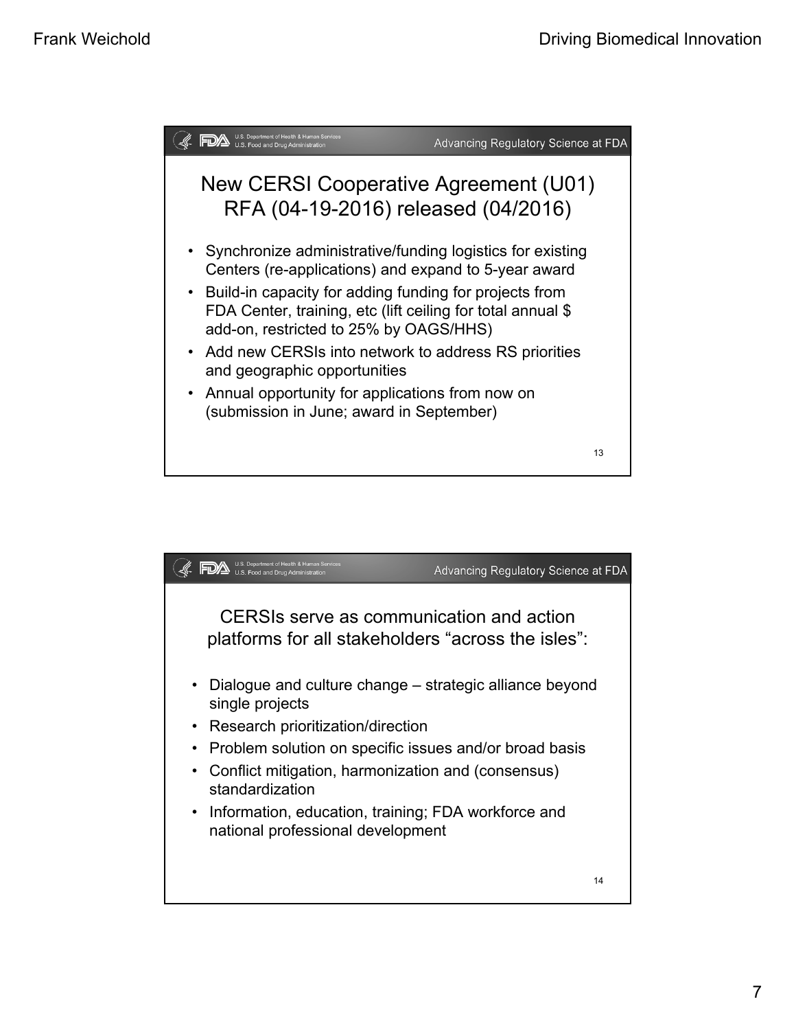## New CERSI Cooperative Agreement (U01) RFA (04-19-2016) released (04/2016)

- Synchronize administrative/funding logistics for existing Centers (re-applications) and expand to 5-year award
- Build-in capacity for adding funding for projects from FDA Center, training, etc (lift ceiling for total annual $ add-on, restricted to 25% by OAGS/HHS)
- Add new CERSIs into network to address RS priorities and geographic opportunities
- Annual opportunity for applications from now on (submission in June; award in September)

## CERSIs serve as communication and action platforms for all stakeholders "across the isles":

- Dialogue and culture change – strategic alliance beyond single projects
- Research prioritization/direction
- Problem solution on specific issues and/or broad basis
- Conflict mitigation, harmonization and (consensus) standardization
- Information, education, training; FDA workforce and national professional development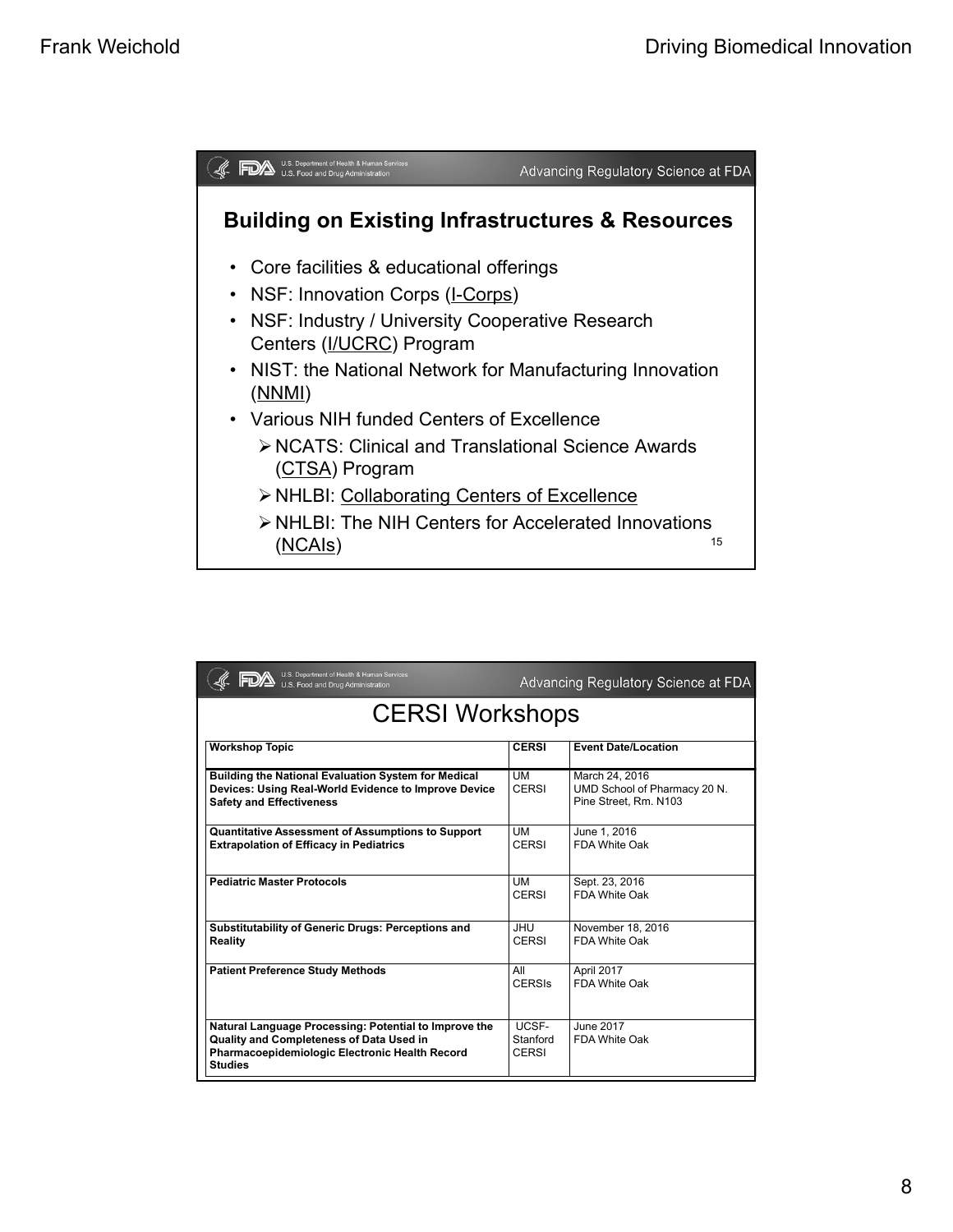## Building on Existing Infrastructures & Resources

- Core facilities & educational offerings
- NSF: Innovation Corps (I-Corps)
- NSF: Industry / University Cooperative Research Centers (I/UCRC) Program
- NIST: the National Network for Manufacturing Innovation (NNMI)
- Various NIH funded Centers of Excellence
  - NCATS: Clinical and Translational Science Awards (CTSA) Program
  - NHLBI: Collaborating Centers of Excellence
  - NHLBI: The NIH Centers for Accelerated Innovations (NCAIs)

## CERSI Workshops

| Workshop Topic | CERSI | Event Date/Location |
|---|---|---|
| **Building the National Evaluation System for Medical Devices: Using Real-World Evidence to Improve Device Safety and Effectiveness** | UM CERSI | March 24, 2016<br>UMD School of Pharmacy 20 N. Pine Street, Rm. N103 |
| **Quantitative Assessment of Assumptions to Support Extrapolation of Efficacy in Pediatrics** | UM CERSI | June 1, 2016<br>FDA White Oak |
| **Pediatric Master Protocols** | UM CERSI | Sept. 23, 2016<br>FDA White Oak |
| **Substitutability of Generic Drugs: Perceptions and Reality** | JHU CERSI | November 18, 2016<br>FDA White Oak |
| **Patient Preference Study Methods** | All CERSIs | April 2017<br>FDA White Oak |
| **Natural Language Processing: Potential to Improve the Quality and Completeness of Data Used in Pharmacoepidemiologic Electronic Health Record Studies** | UCSF-Stanford CERSI | June 2017<br>FDA White Oak |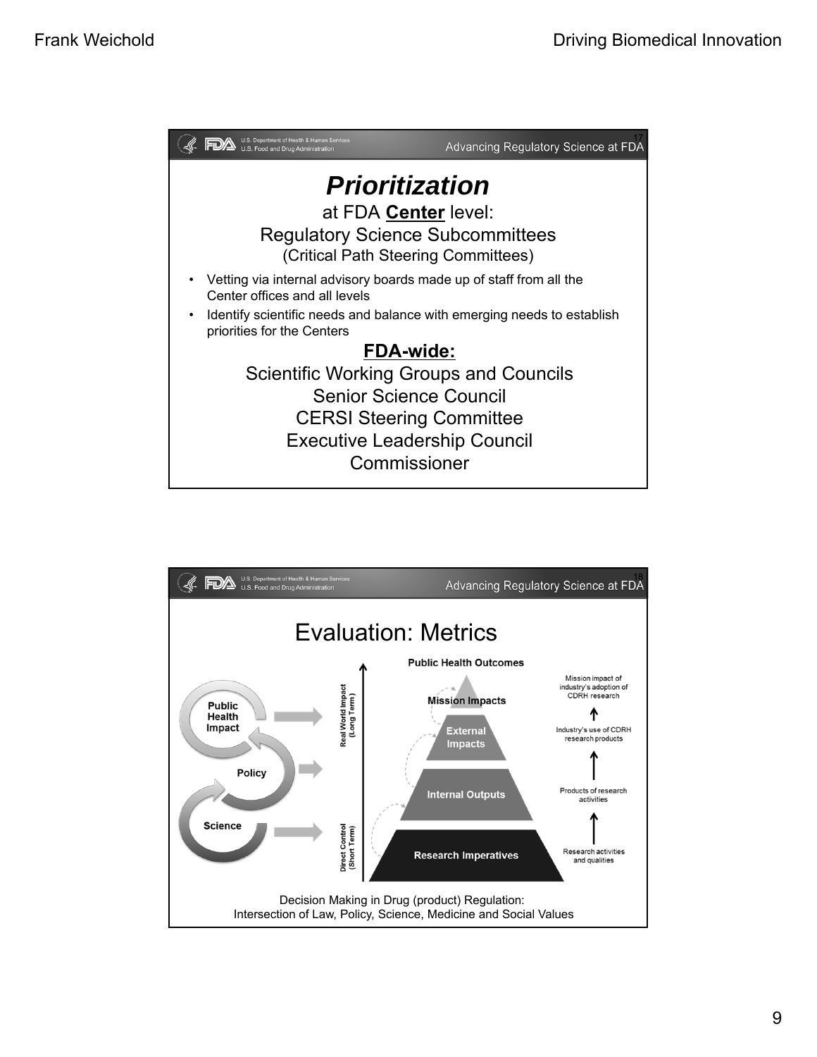## Prioritization

at FDA **Center** level:

Regulatory Science Subcommittees

(Critical Path Steering Committees)

- Vetting via internal advisory boards made up of staff from all the Center offices and all levels
- Identify scientific needs and balance with emerging needs to establish priorities for the Centers

**FDA-wide:**

Scientific Working Groups and Councils

Senior Science Council

CERSI Steering Committee

Executive Leadership Council

Commissioner

## Evaluation: Metrics

Public Health Outcomes

- Mission Impacts — Mission impact of industry's adoption of CDRH research
- External Impacts — Industry's use of CDRH research products
- Internal Outputs — Products of research activities
- Research Imperatives — Research activities and qualities

Real World Impact (Long Term) / Direct Control (Short Term)

Public Health Impact — Policy — Science

Decision Making in Drug (product) Regulation:
Intersection of Law, Policy, Science, Medicine and Social Values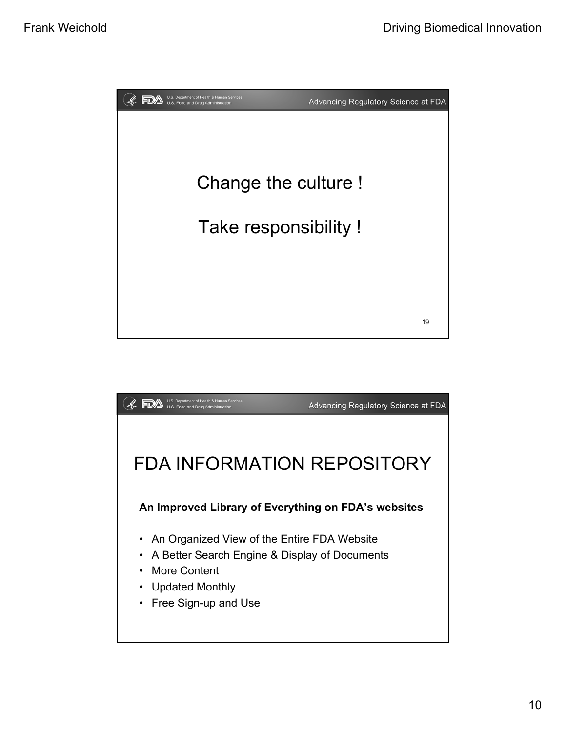Change the culture !

Take responsibility !

# FDA INFORMATION REPOSITORY

**An Improved Library of Everything on FDA's websites**

- An Organized View of the Entire FDA Website
- A Better Search Engine & Display of Documents
- More Content
- Updated Monthly
- Free Sign-up and Use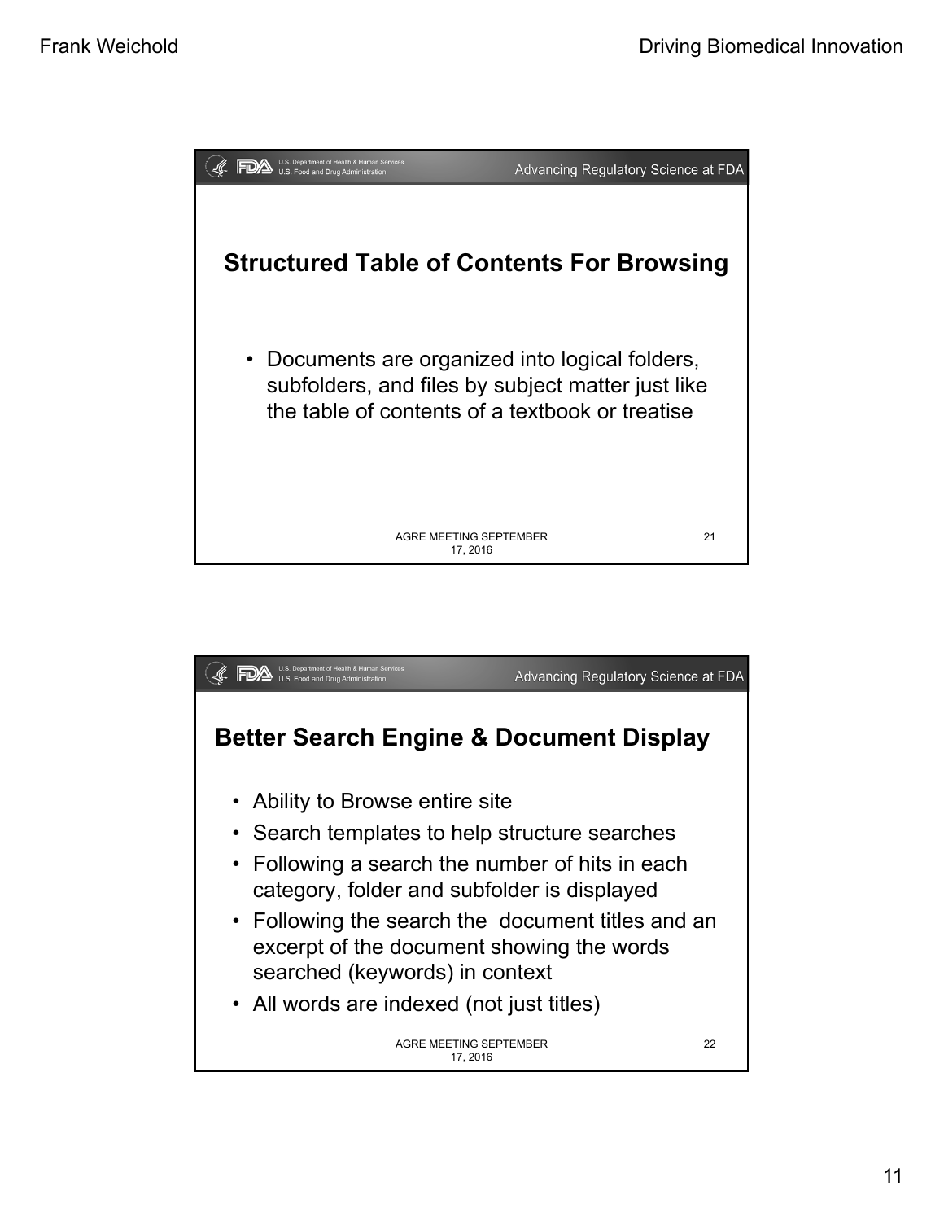## Structured Table of Contents For Browsing

- Documents are organized into logical folders, subfolders, and files by subject matter just like the table of contents of a textbook or treatise

## Better Search Engine & Document Display

- Ability to Browse entire site
- Search templates to help structure searches
- Following a search the number of hits in each category, folder and subfolder is displayed
- Following the search the document titles and an excerpt of the document showing the words searched (keywords) in context
- All words are indexed (not just titles)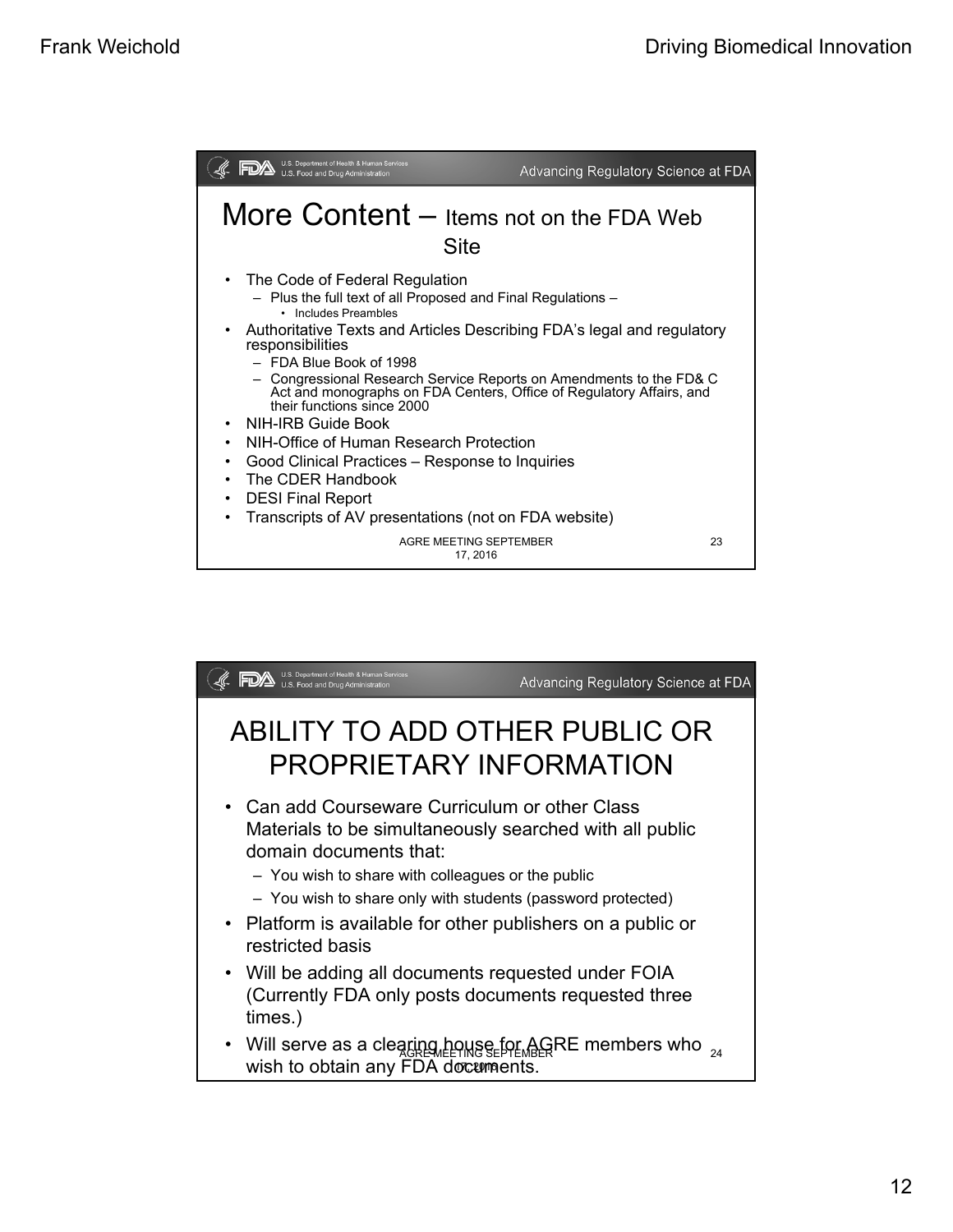## More Content – Items not on the FDA Web Site

- The Code of Federal Regulation
  - Plus the full text of all Proposed and Final Regulations –
    - Includes Preambles
- Authoritative Texts and Articles Describing FDA's legal and regulatory responsibilities
  - FDA Blue Book of 1998
  - Congressional Research Service Reports on Amendments to the FD& C Act and monographs on FDA Centers, Office of Regulatory Affairs, and their functions since 2000
- NIH-IRB Guide Book
- NIH-Office of Human Research Protection
- Good Clinical Practices – Response to Inquiries
- The CDER Handbook
- DESI Final Report
- Transcripts of AV presentations (not on FDA website)

## ABILITY TO ADD OTHER PUBLIC OR PROPRIETARY INFORMATION

- Can add Courseware Curriculum or other Class Materials to be simultaneously searched with all public domain documents that:
  - You wish to share with colleagues or the public
  - You wish to share only with students (password protected)
- Platform is available for other publishers on a public or restricted basis
- Will be adding all documents requested under FOIA (Currently FDA only posts documents requested three times.)
- Will serve as a clearing house for AGRE members who wish to obtain any FDA documents.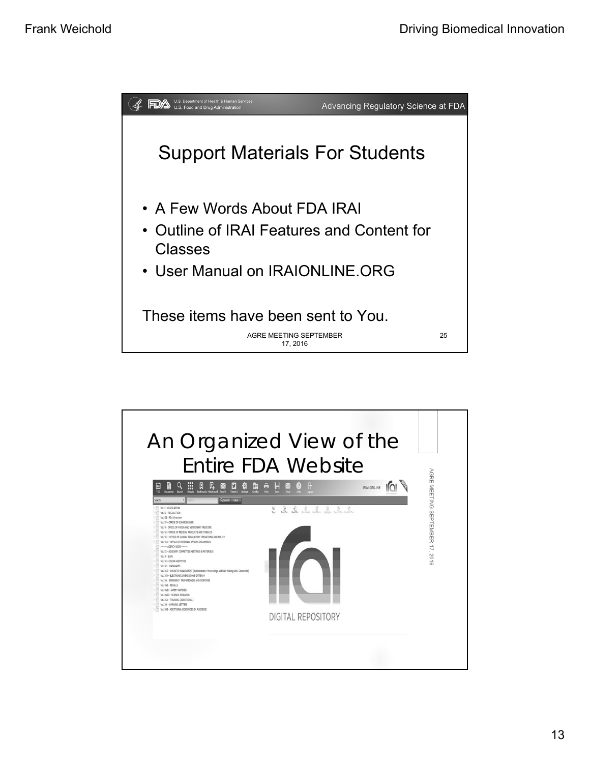## Support Materials For Students

- A Few Words About FDA IRAI
- Outline of IRAI Features and Content for Classes
- User Manual on IRAIONLINE.ORG

These items have been sent to You.

AGRE MEETING SEPTEMBER 17, 2016

25

## An Organized View of the Entire FDA Website

AGRE MEETING SEPTEMBER 17, 2016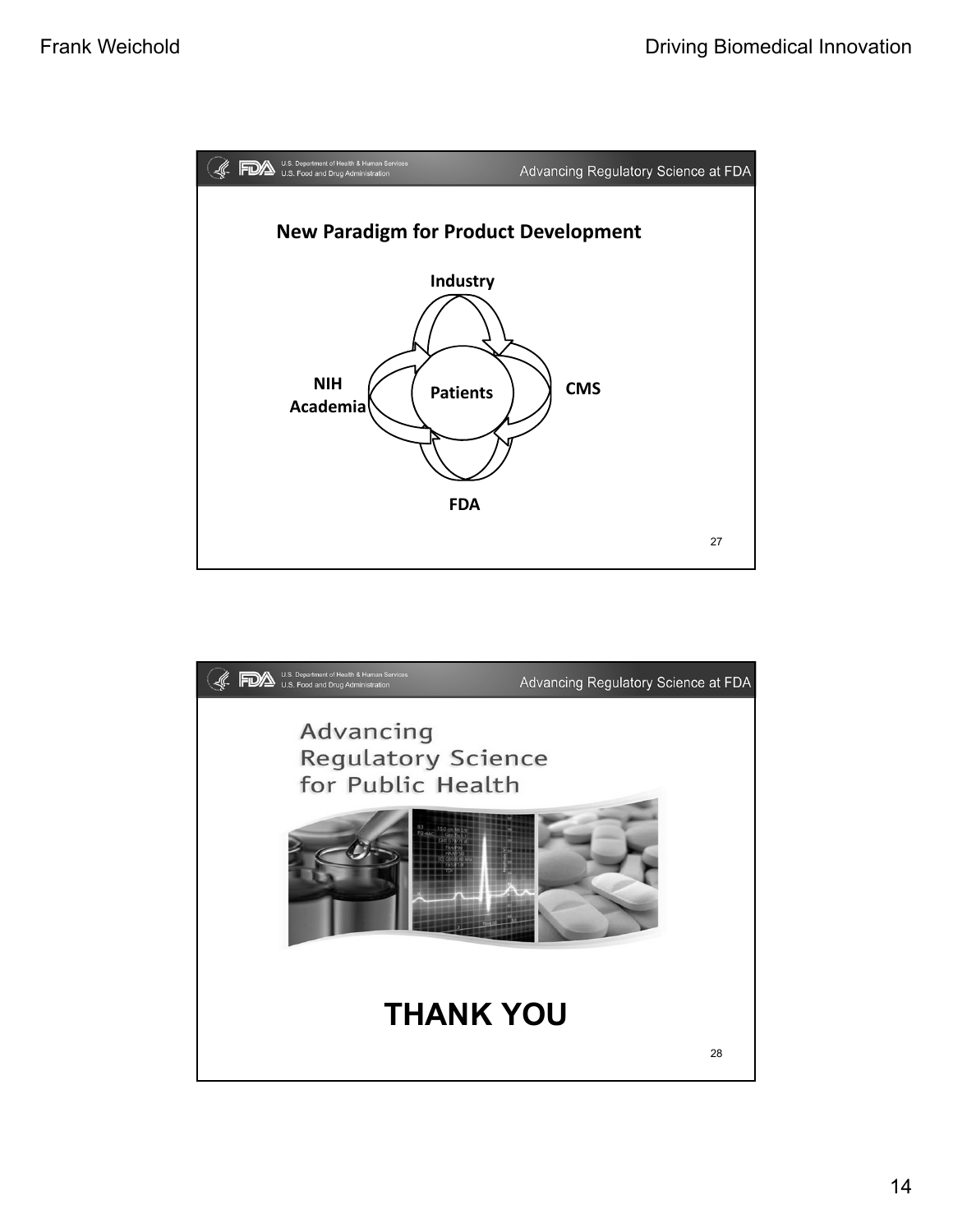U.S. Department of Health & Human Services
U.S. Food and Drug Administration

Advancing Regulatory Science at FDA

## New Paradigm for Product Development

Industry

NIH
Academia

Patients

CMS

FDA

27

U.S. Department of Health & Human Services
U.S. Food and Drug Administration

Advancing Regulatory Science at FDA

Advancing
Regulatory Science
for Public Health

## THANK YOU

28